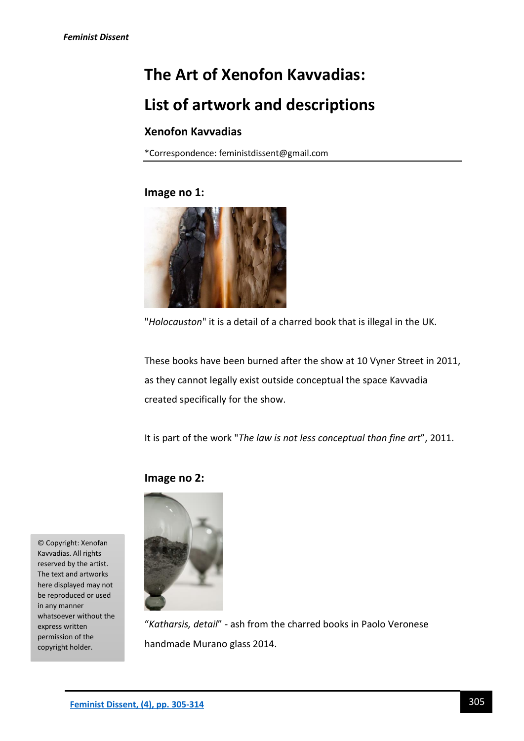# The Art of Xenofon Kavvadias: List of artwork and descriptions

### Xenofon Kavvadias

*Correspondence: feministdissent@gmail.com

### Image no 1:

"*Holocauston*" it is a detail of a charred book that is illegal in the UK.

These books have been burned after the show at 10 Vyner Street in 2011, as they cannot legally exist outside conceptual the space Kavvadia created specifically for the show.

It is part of the work "*The law is not less conceptual than fine art*", 2011.

### Image no 2:

"*Katharsis, detail*" - ash from the charred books in Paolo Veronese handmade Murano glass 2014.

© Copyright: Xenofan Kavvadias. All rights reserved by the artist. The text and artworks here displayed may not be reproduced or used in any manner whatsoever without the express written permission of the copyright holder.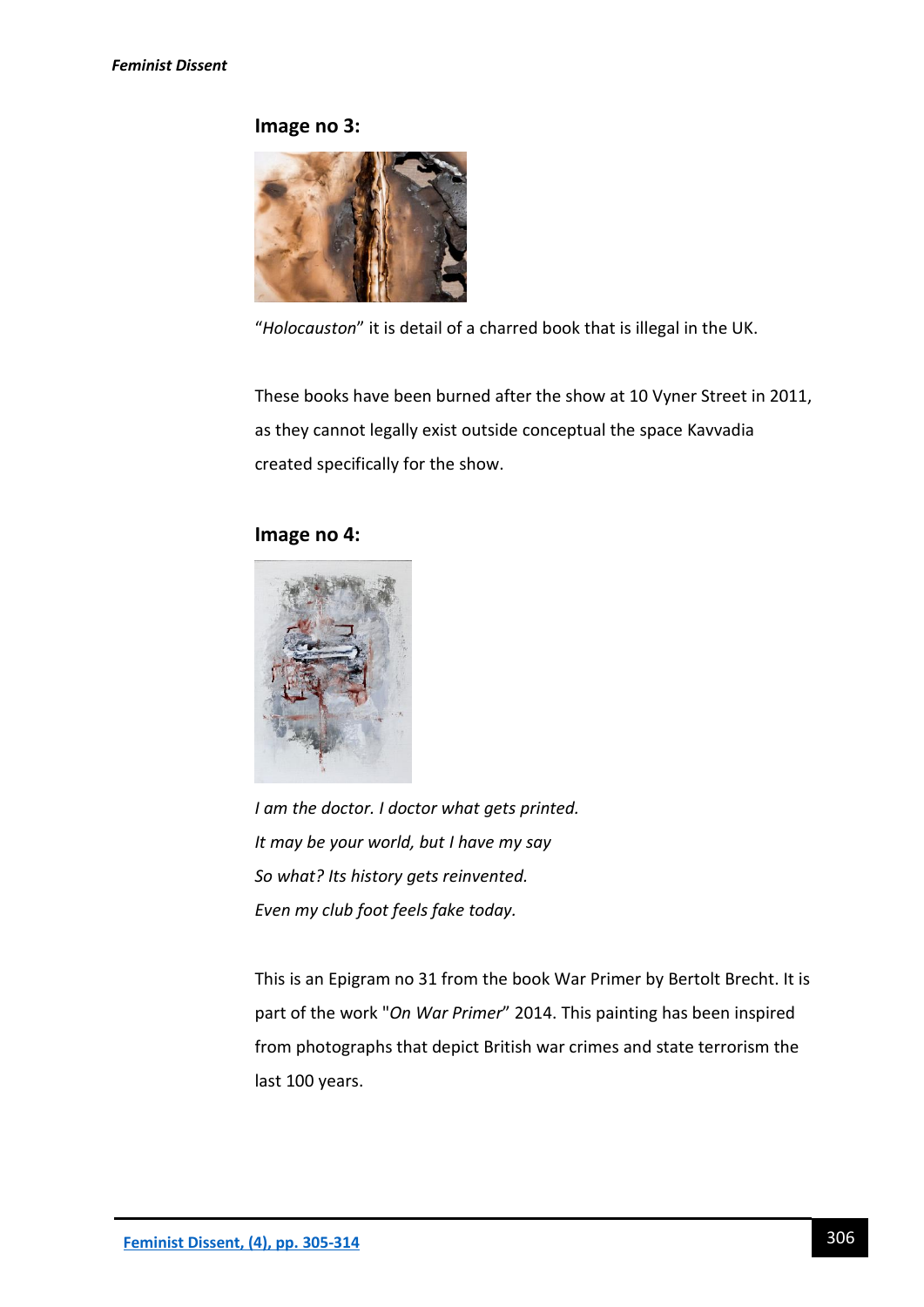### Image no 3:

"*Holocauston*" it is detail of a charred book that is illegal in the UK.

These books have been burned after the show at 10 Vyner Street in 2011, as they cannot legally exist outside conceptual the space Kavvadia created specifically for the show.

### Image no 4:

*I am the doctor. I doctor what gets printed.*
*It may be your world, but I have my say*
*So what? Its history gets reinvented.*
*Even my club foot feels fake today.*

This is an Epigram no 31 from the book War Primer by Bertolt Brecht. It is part of the work "*On War Primer*" 2014. This painting has been inspired from photographs that depict British war crimes and state terrorism the last 100 years.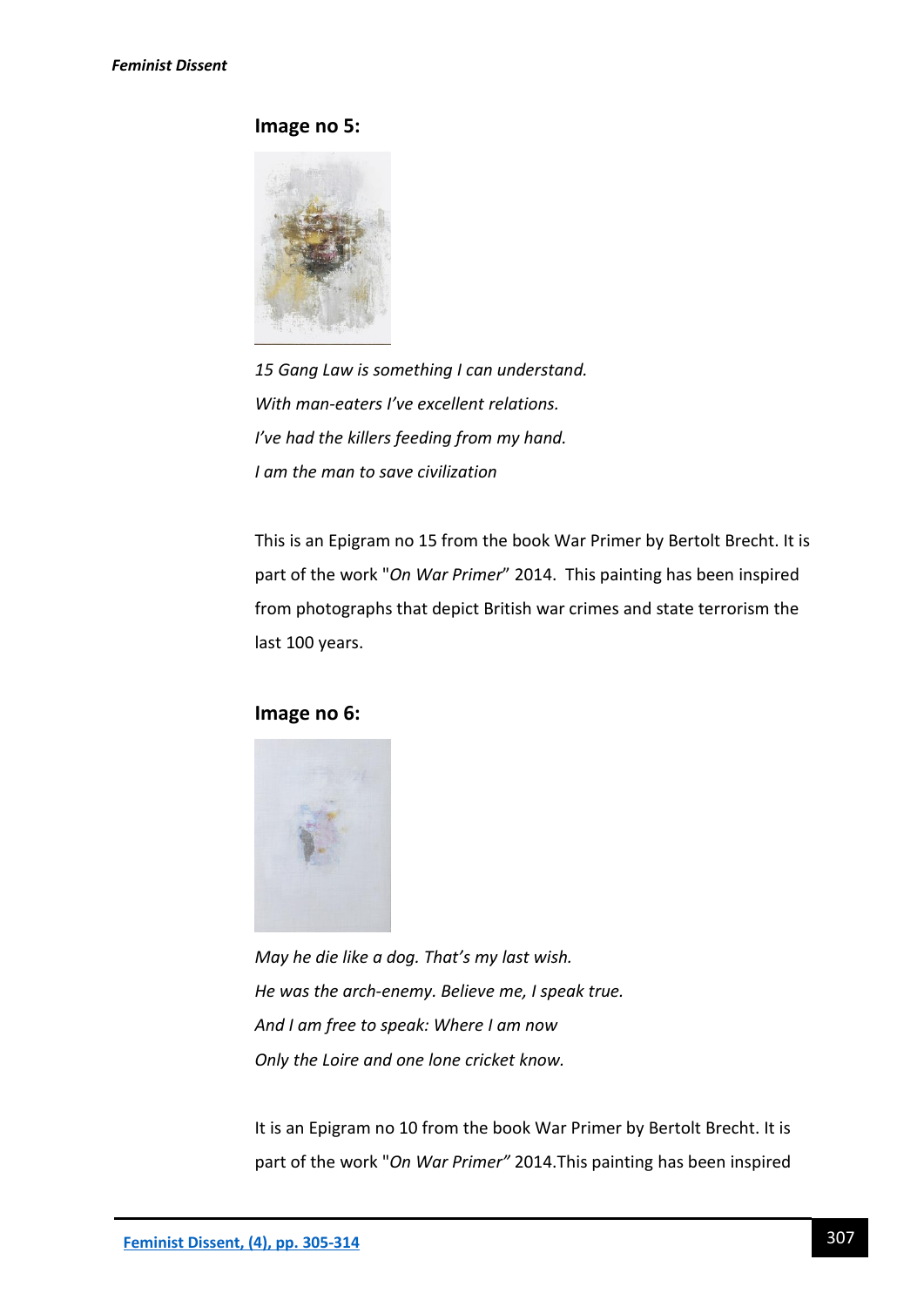**Image no 5:**

*15 Gang Law is something I can understand.*

*With man-eaters I've excellent relations.*

*I've had the killers feeding from my hand.*

*I am the man to save civilization*

This is an Epigram no 15 from the book War Primer by Bertolt Brecht. It is part of the work "*On War Primer*" 2014. This painting has been inspired from photographs that depict British war crimes and state terrorism the last 100 years.

**Image no 6:**

*May he die like a dog. That's my last wish.*

*He was the arch-enemy. Believe me, I speak true.*

*And I am free to speak: Where I am now*

*Only the Loire and one lone cricket know.*

It is an Epigram no 10 from the book War Primer by Bertolt Brecht. It is part of the work "*On War Primer"* 2014.This painting has been inspired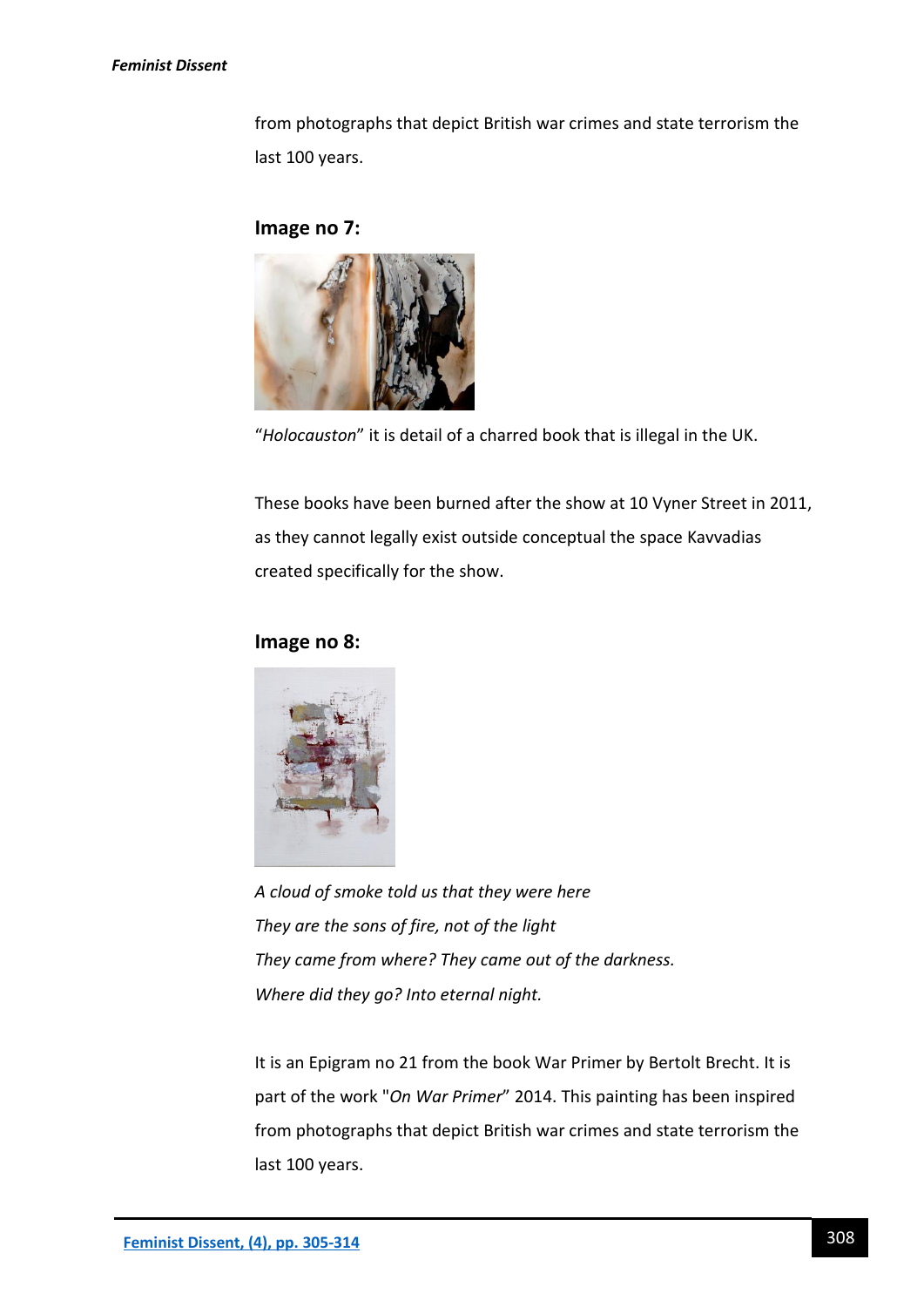from photographs that depict British war crimes and state terrorism the last 100 years.

### Image no 7:

"*Holocauston*" it is detail of a charred book that is illegal in the UK.

These books have been burned after the show at 10 Vyner Street in 2011, as they cannot legally exist outside conceptual the space Kavvadias created specifically for the show.

### Image no 8:

*A cloud of smoke told us that they were here*
*They are the sons of fire, not of the light*
*They came from where? They came out of the darkness.*
*Where did they go? Into eternal night.*

It is an Epigram no 21 from the book War Primer by Bertolt Brecht. It is part of the work "*On War Primer*" 2014. This painting has been inspired from photographs that depict British war crimes and state terrorism the last 100 years.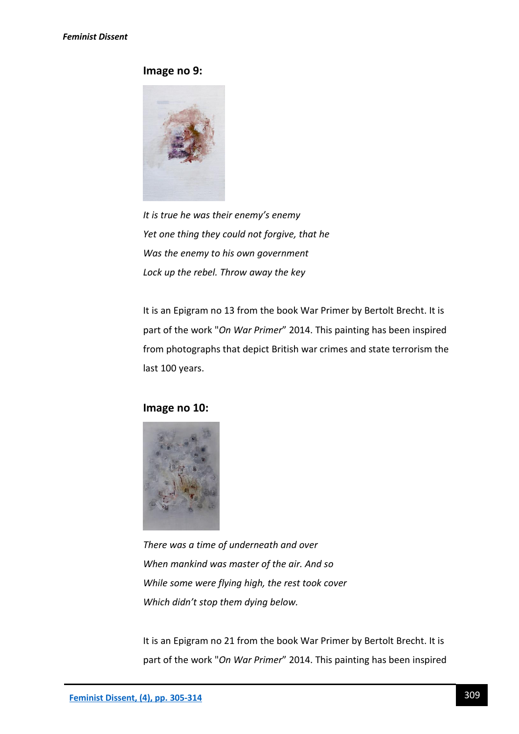### Image no 9:

*It is true he was their enemy's enemy*

*Yet one thing they could not forgive, that he*

*Was the enemy to his own government*

*Lock up the rebel. Throw away the key*

It is an Epigram no 13 from the book War Primer by Bertolt Brecht. It is part of the work "*On War Primer*" 2014. This painting has been inspired from photographs that depict British war crimes and state terrorism the last 100 years.

### Image no 10:

*There was a time of underneath and over*

*When mankind was master of the air. And so*

*While some were flying high, the rest took cover*

*Which didn't stop them dying below.*

It is an Epigram no 21 from the book War Primer by Bertolt Brecht. It is part of the work "*On War Primer*" 2014. This painting has been inspired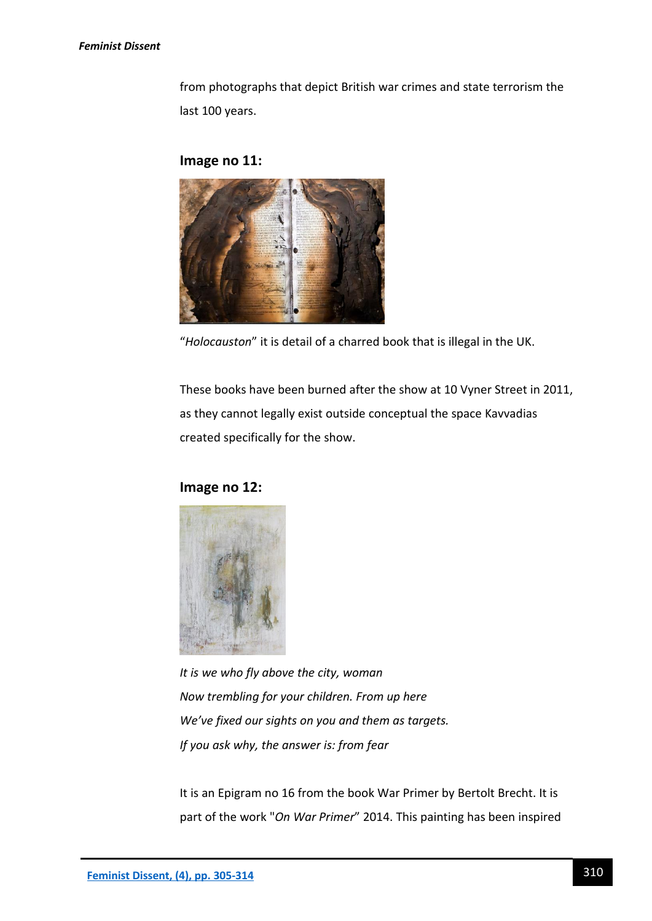from photographs that depict British war crimes and state terrorism the last 100 years.

**Image no 11:**

"*Holocauston*" it is detail of a charred book that is illegal in the UK.

These books have been burned after the show at 10 Vyner Street in 2011, as they cannot legally exist outside conceptual the space Kavvadias created specifically for the show.

**Image no 12:**

*It is we who fly above the city, woman*
*Now trembling for your children. From up here*
*We've fixed our sights on you and them as targets.*
*If you ask why, the answer is: from fear*

It is an Epigram no 16 from the book War Primer by Bertolt Brecht. It is part of the work "*On War Primer*" 2014. This painting has been inspired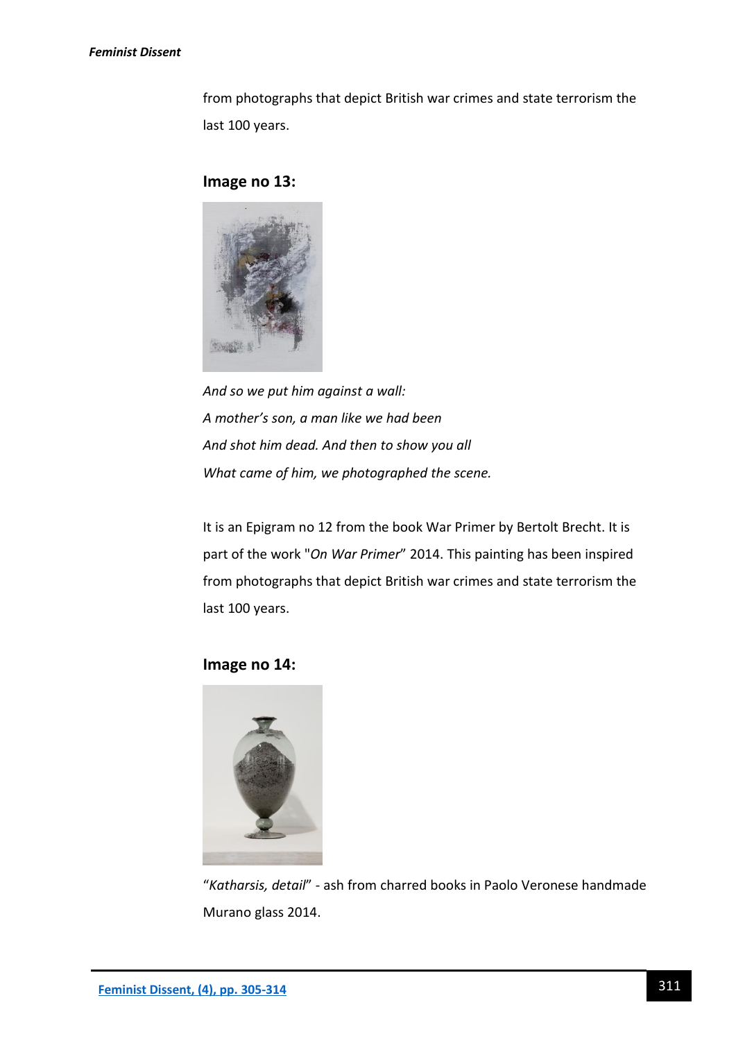from photographs that depict British war crimes and state terrorism the last 100 years.

**Image no 13:**

*And so we put him against a wall:*
*A mother's son, a man like we had been*
*And shot him dead. And then to show you all*
*What came of him, we photographed the scene.*

It is an Epigram no 12 from the book War Primer by Bertolt Brecht. It is part of the work "*On War Primer*" 2014. This painting has been inspired from photographs that depict British war crimes and state terrorism the last 100 years.

**Image no 14:**

"*Katharsis, detail*" - ash from charred books in Paolo Veronese handmade Murano glass 2014.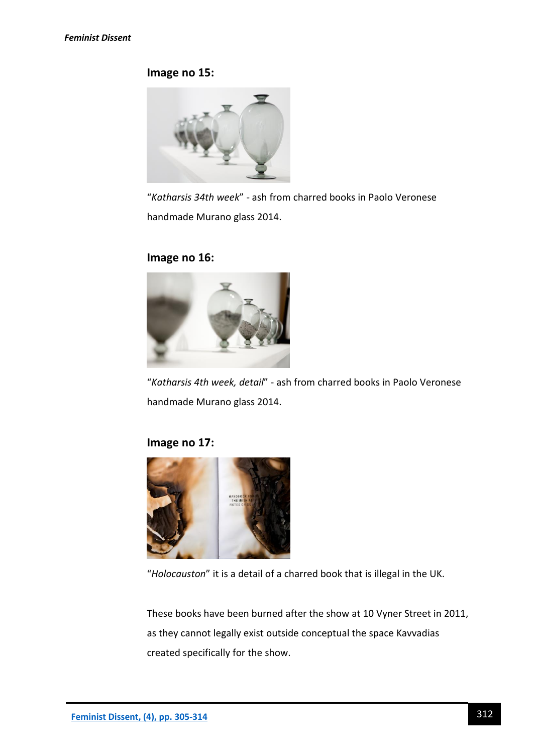**Image no 15:**

“*Katharsis 34th week*” - ash from charred books in Paolo Veronese handmade Murano glass 2014.

**Image no 16:**

“*Katharsis 4th week, detail*” - ash from charred books in Paolo Veronese handmade Murano glass 2014.

**Image no 17:**

“*Holocauston*” it is a detail of a charred book that is illegal in the UK.

These books have been burned after the show at 10 Vyner Street in 2011, as they cannot legally exist outside conceptual the space Kavvadias created specifically for the show.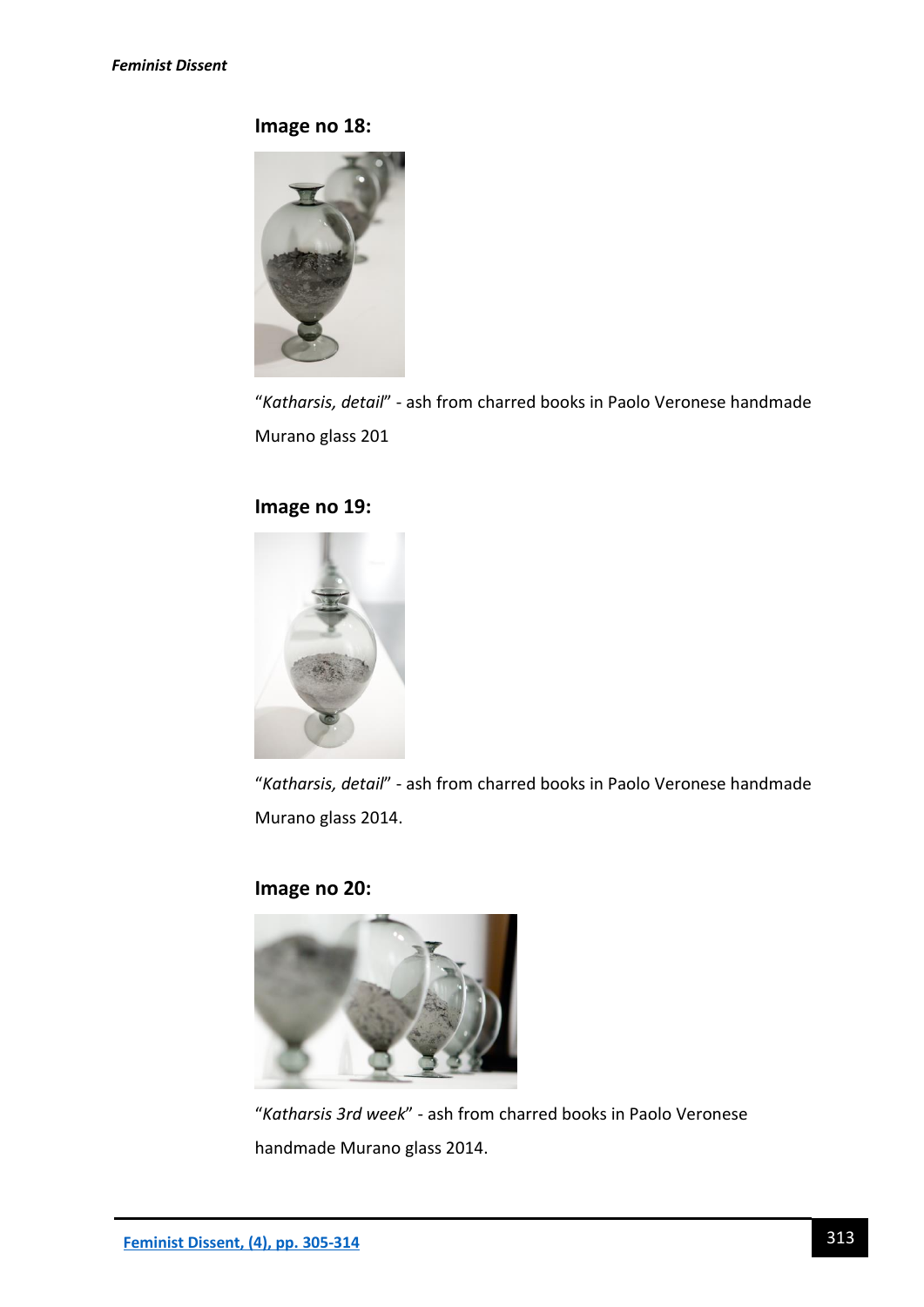## Image no 18:

“*Katharsis, detail*” - ash from charred books in Paolo Veronese handmade Murano glass 201

## Image no 19:

“*Katharsis, detail*” - ash from charred books in Paolo Veronese handmade Murano glass 2014.

## Image no 20:

“*Katharsis 3rd week*” - ash from charred books in Paolo Veronese handmade Murano glass 2014.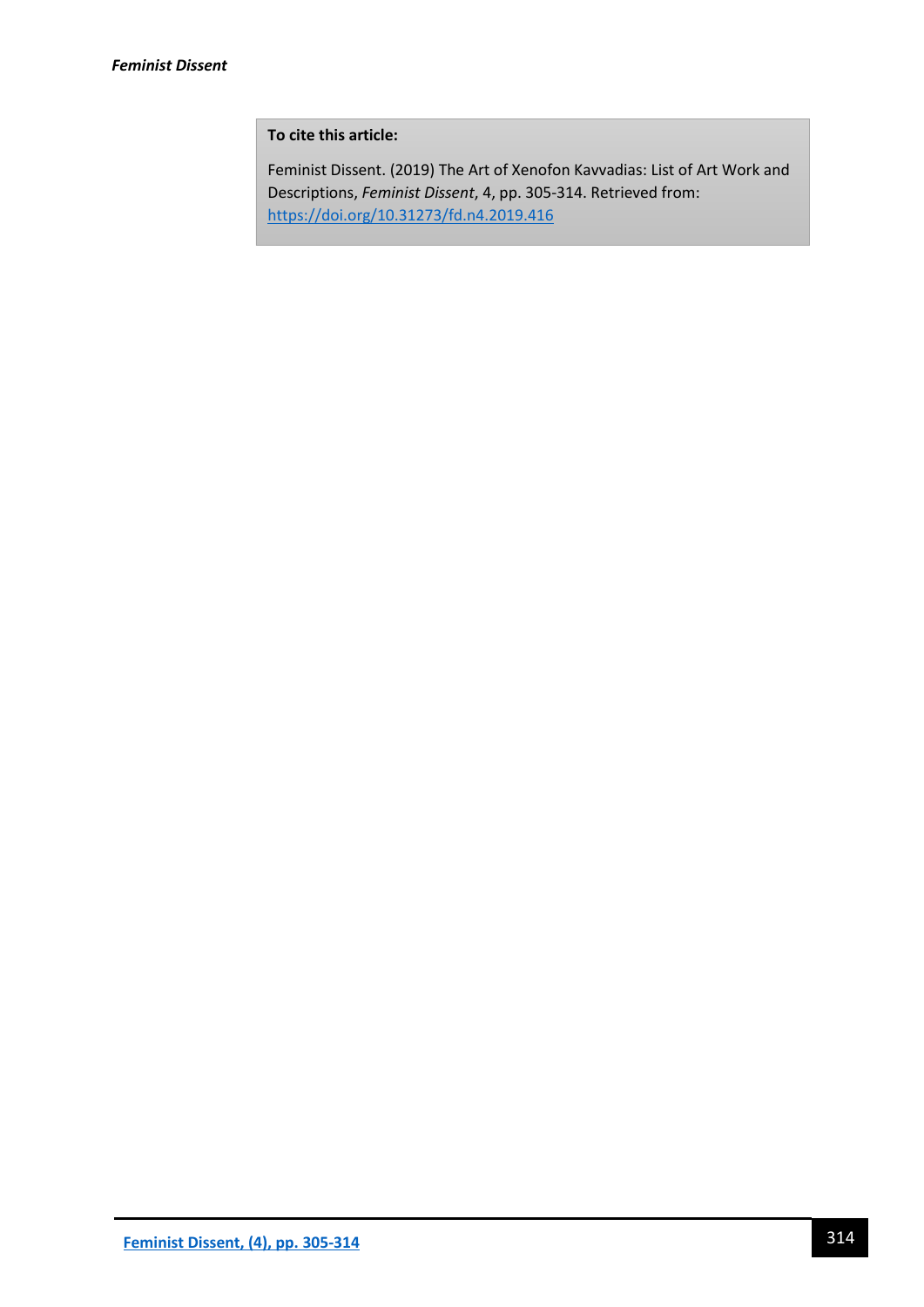**To cite this article:**

Feminist Dissent. (2019) The Art of Xenofon Kavvadias: List of Art Work and Descriptions, *Feminist Dissent*, 4, pp. 305-314. Retrieved from: https://doi.org/10.31273/fd.n4.2019.416